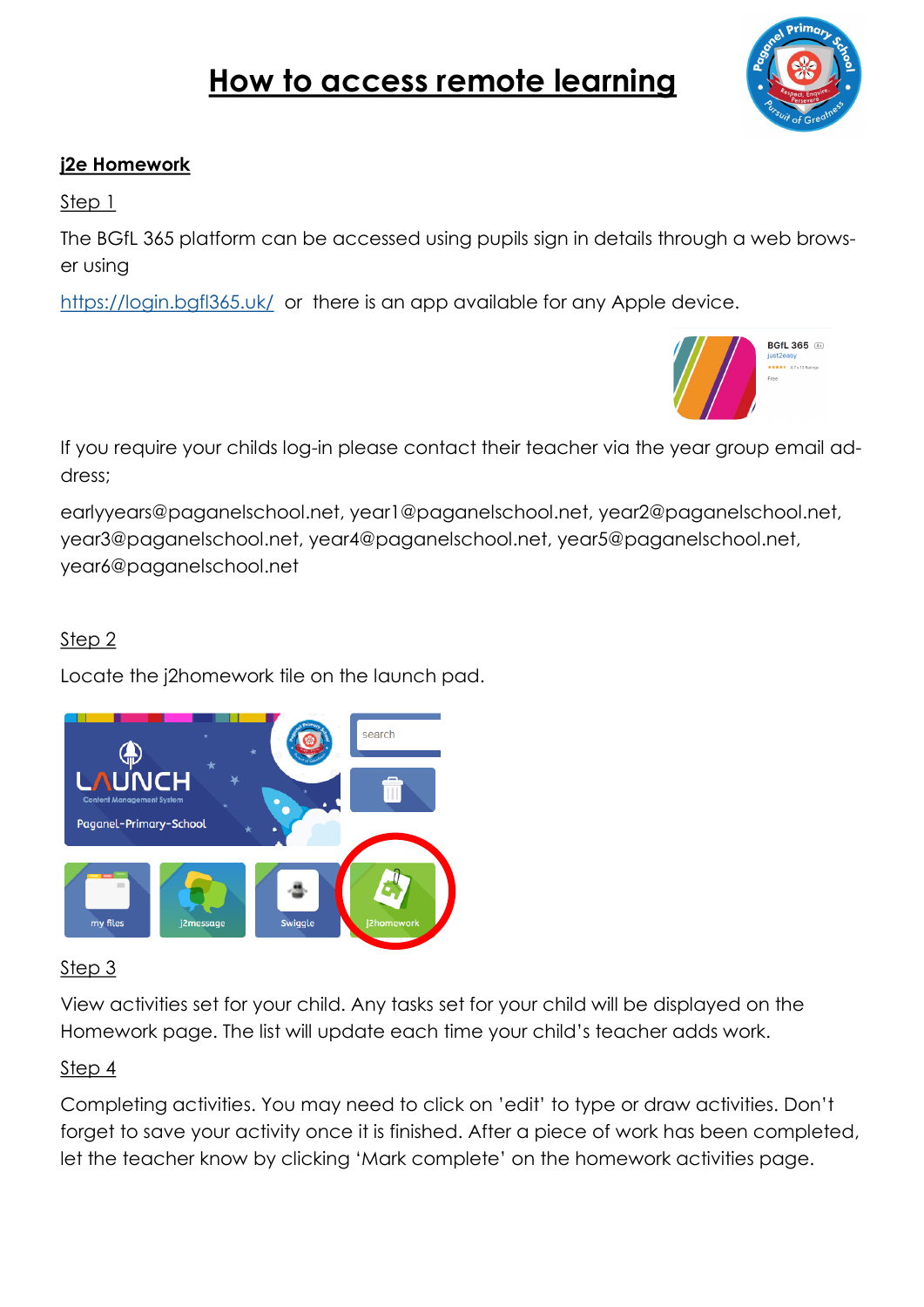# How to access remote learning

## j2e Homework

Step 1

The BGfL 365 platform can be accessed using pupils sign in details through a web browser using

https://login.bgfl365.uk/ or there is an app available for any Apple device.

If you require your childs log-in please contact their teacher via the year group email address;

earlyyears@paganelschool.net, year1@paganelschool.net, year2@paganelschool.net, year3@paganelschool.net, year4@paganelschool.net, year5@paganelschool.net, year6@paganelschool.net

Step 2

Locate the j2homework tile on the launch pad.

Step 3

View activities set for your child. Any tasks set for your child will be displayed on the Homework page. The list will update each time your child's teacher adds work.

Step 4

Completing activities. You may need to click on 'edit' to type or draw activities. Don't forget to save your activity once it is finished. After a piece of work has been completed, let the teacher know by clicking 'Mark complete' on the homework activities page.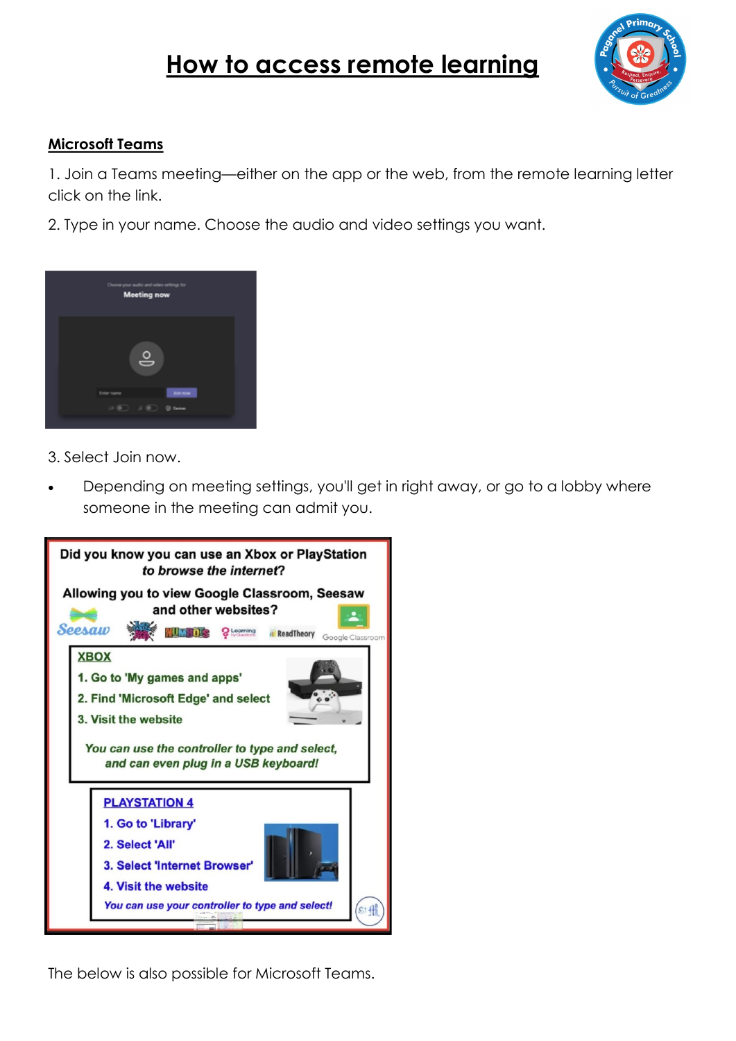# How to access remote learning

## Microsoft Teams

1. Join a Teams meeting—either on the app or the web, from the remote learning letter click on the link.

2. Type in your name. Choose the audio and video settings you want.

3. Select Join now.

- Depending on meeting settings, you'll get in right away, or go to a lobby where someone in the meeting can admit you.

**Did you know you can use an Xbox or PlayStation *to browse the internet*?**

**Allowing you to view Google Classroom, Seesaw and other websites?**

**XBOX**

1. Go to 'My games and apps'
2. Find 'Microsoft Edge' and select
3. Visit the website

***You can use the controller to type and select, and can even plug in a USB keyboard!***

**PLAYSTATION 4**

1. Go to 'Library'
2. Select 'All'
3. Select 'Internet Browser'
4. Visit the website

***You can use your controller to type and select!***

The below is also possible for Microsoft Teams.